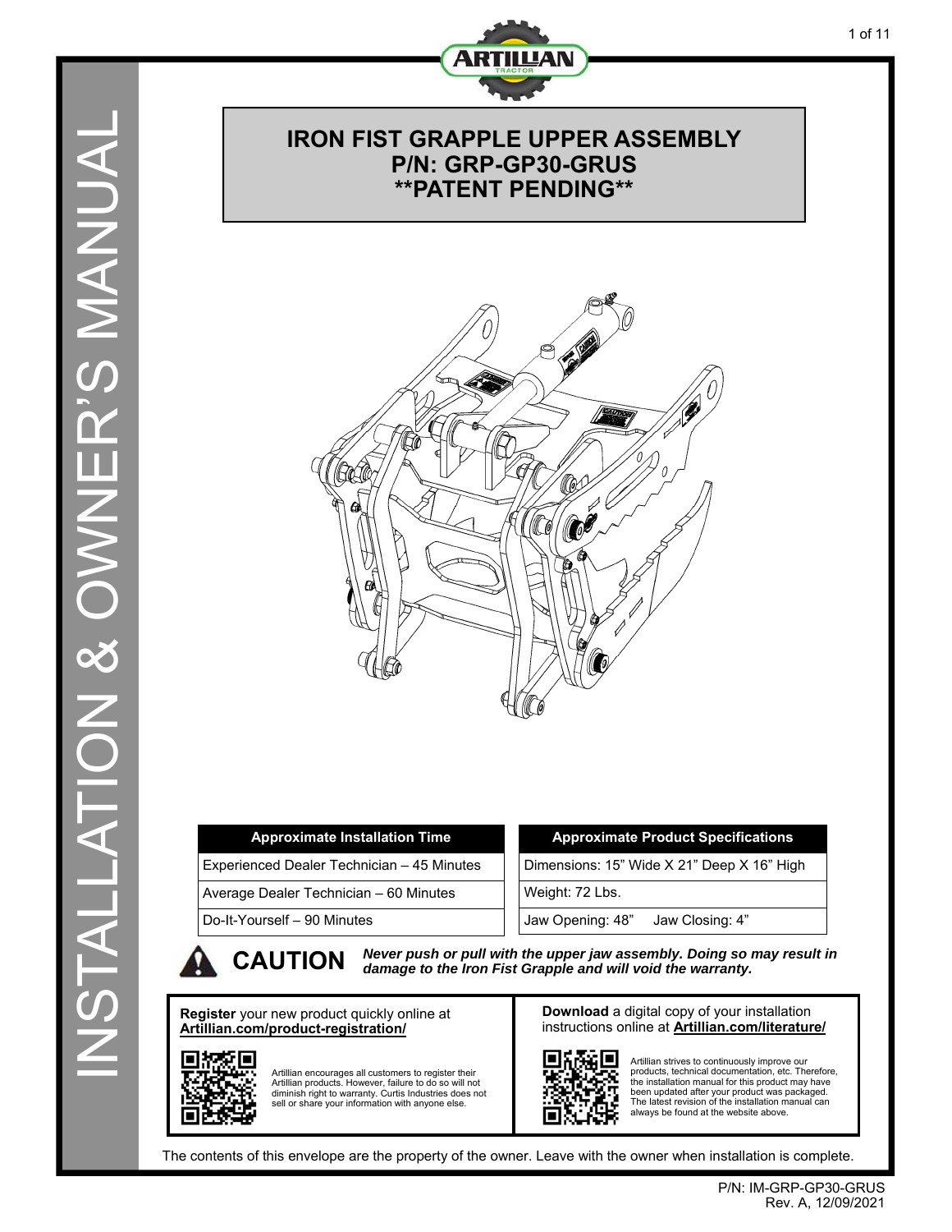INSTALLATION & OWNER'S MANUAL

# IRON FIST GRAPPLE UPPER ASSEMBLY
# P/N: GRP-GP30-GRUS
# **PATENT PENDING**

| Approximate Installation Time |
|---|
| Experienced Dealer Technician – 45 Minutes |
| Average Dealer Technician – 60 Minutes |
| Do-It-Yourself – 90 Minutes |

| Approximate Product Specifications |
|---|
| Dimensions: 15" Wide X 21" Deep X 16" High |
| Weight: 72 Lbs. |
| Jaw Opening: 48" Jaw Closing: 4" |

**CAUTION** ***Never push or pull with the upper jaw assembly. Doing so may result in damage to the Iron Fist Grapple and will void the warranty.***

**Register** your new product quickly online at **Artillian.com/product-registration/**

Artillian encourages all customers to register their Artillian products. However, failure to do so will not diminish right to warranty. Curtis Industries does not sell or share your information with anyone else.

**Download** a digital copy of your installation instructions online at **Artillian.com/literature/**

Artillian strives to continuously improve our products, technical documentation, etc. Therefore, the installation manual for this product may have been updated after your product was packaged. The latest revision of the installation manual can always be found at the website above.

The contents of this envelope are the property of the owner. Leave with the owner when installation is complete.

P/N: IM-GRP-GP30-GRUS
Rev. A, 12/09/2021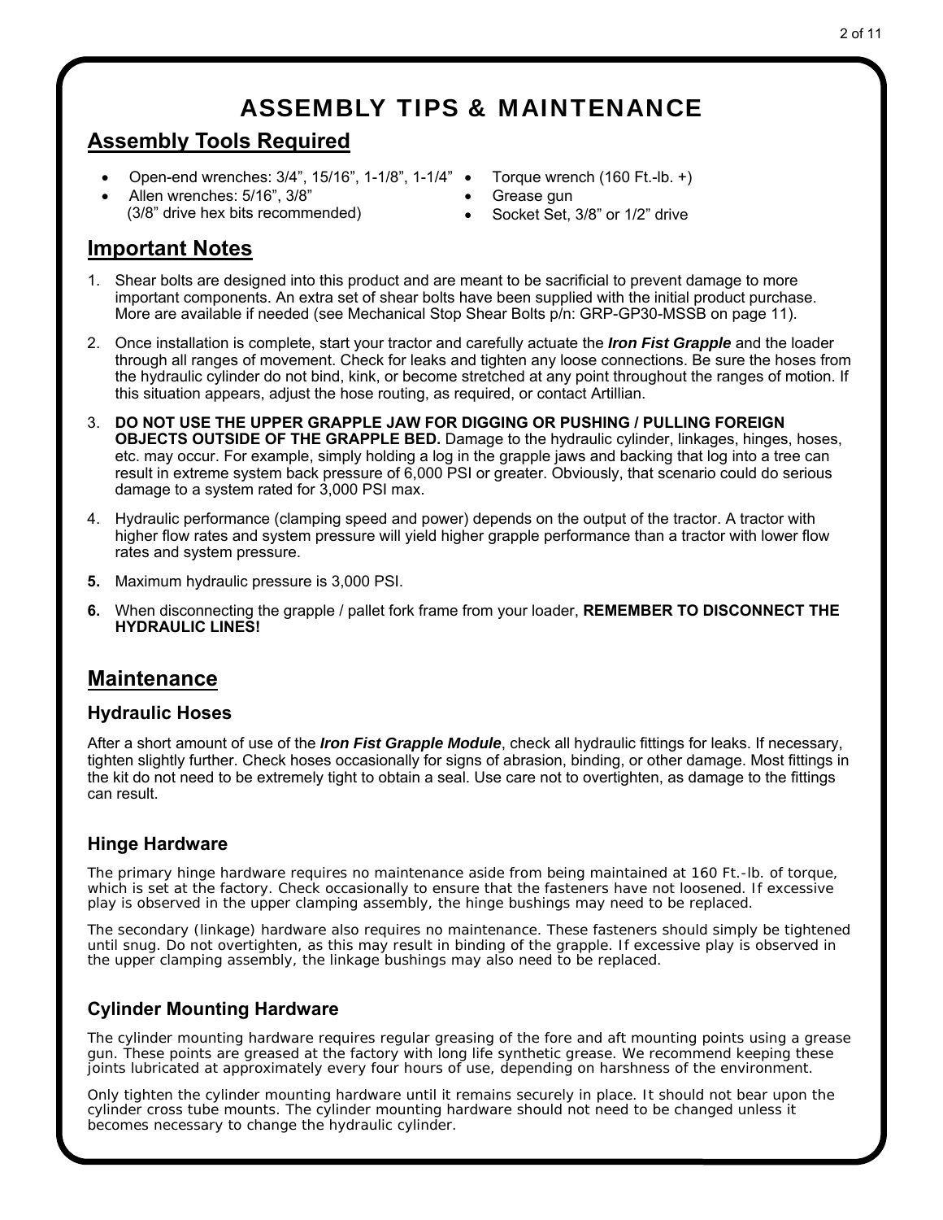# ASSEMBLY TIPS & MAINTENANCE

## Assembly Tools Required

- Open-end wrenches: 3/4”, 15/16”, 1-1/8”, 1-1/4”
- Allen wrenches: 5/16”, 3/8” (3/8” drive hex bits recommended)
- Torque wrench (160 Ft.-lb. +)
- Grease gun
- Socket Set, 3/8” or 1/2” drive

## Important Notes

1. Shear bolts are designed into this product and are meant to be sacrificial to prevent damage to more important components. An extra set of shear bolts have been supplied with the initial product purchase. More are available if needed (see Mechanical Stop Shear Bolts p/n: GRP-GP30-MSSB on page 11).
2. Once installation is complete, start your tractor and carefully actuate the ***Iron Fist Grapple*** and the loader through all ranges of movement. Check for leaks and tighten any loose connections. Be sure the hoses from the hydraulic cylinder do not bind, kink, or become stretched at any point throughout the ranges of motion. If this situation appears, adjust the hose routing, as required, or contact Artillian.
3. **DO NOT USE THE UPPER GRAPPLE JAW FOR DIGGING OR PUSHING / PULLING FOREIGN OBJECTS OUTSIDE OF THE GRAPPLE BED.** Damage to the hydraulic cylinder, linkages, hinges, hoses, etc. may occur. For example, simply holding a log in the grapple jaws and backing that log into a tree can result in extreme system back pressure of 6,000 PSI or greater. Obviously, that scenario could do serious damage to a system rated for 3,000 PSI max.
4. Hydraulic performance (clamping speed and power) depends on the output of the tractor. A tractor with higher flow rates and system pressure will yield higher grapple performance than a tractor with lower flow rates and system pressure.
5. Maximum hydraulic pressure is 3,000 PSI.
6. When disconnecting the grapple / pallet fork frame from your loader, **REMEMBER TO DISCONNECT THE HYDRAULIC LINES!**

## Maintenance

### Hydraulic Hoses

After a short amount of use of the ***Iron Fist Grapple Module***, check all hydraulic fittings for leaks. If necessary, tighten slightly further. Check hoses occasionally for signs of abrasion, binding, or other damage. Most fittings in the kit do not need to be extremely tight to obtain a seal. Use care not to overtighten, as damage to the fittings can result.

### Hinge Hardware

The primary hinge hardware requires no maintenance aside from being maintained at 160 Ft.-lb. of torque, which is set at the factory. Check occasionally to ensure that the fasteners have not loosened. If excessive play is observed in the upper clamping assembly, the hinge bushings may need to be replaced.

The secondary (linkage) hardware also requires no maintenance. These fasteners should simply be tightened until snug. Do not overtighten, as this may result in binding of the grapple. If excessive play is observed in the upper clamping assembly, the linkage bushings may also need to be replaced.

### Cylinder Mounting Hardware

The cylinder mounting hardware requires regular greasing of the fore and aft mounting points using a grease gun. These points are greased at the factory with long life synthetic grease. We recommend keeping these joints lubricated at approximately every four hours of use, depending on harshness of the environment.

Only tighten the cylinder mounting hardware until it remains securely in place. It should not bear upon the cylinder cross tube mounts. The cylinder mounting hardware should not need to be changed unless it becomes necessary to change the hydraulic cylinder.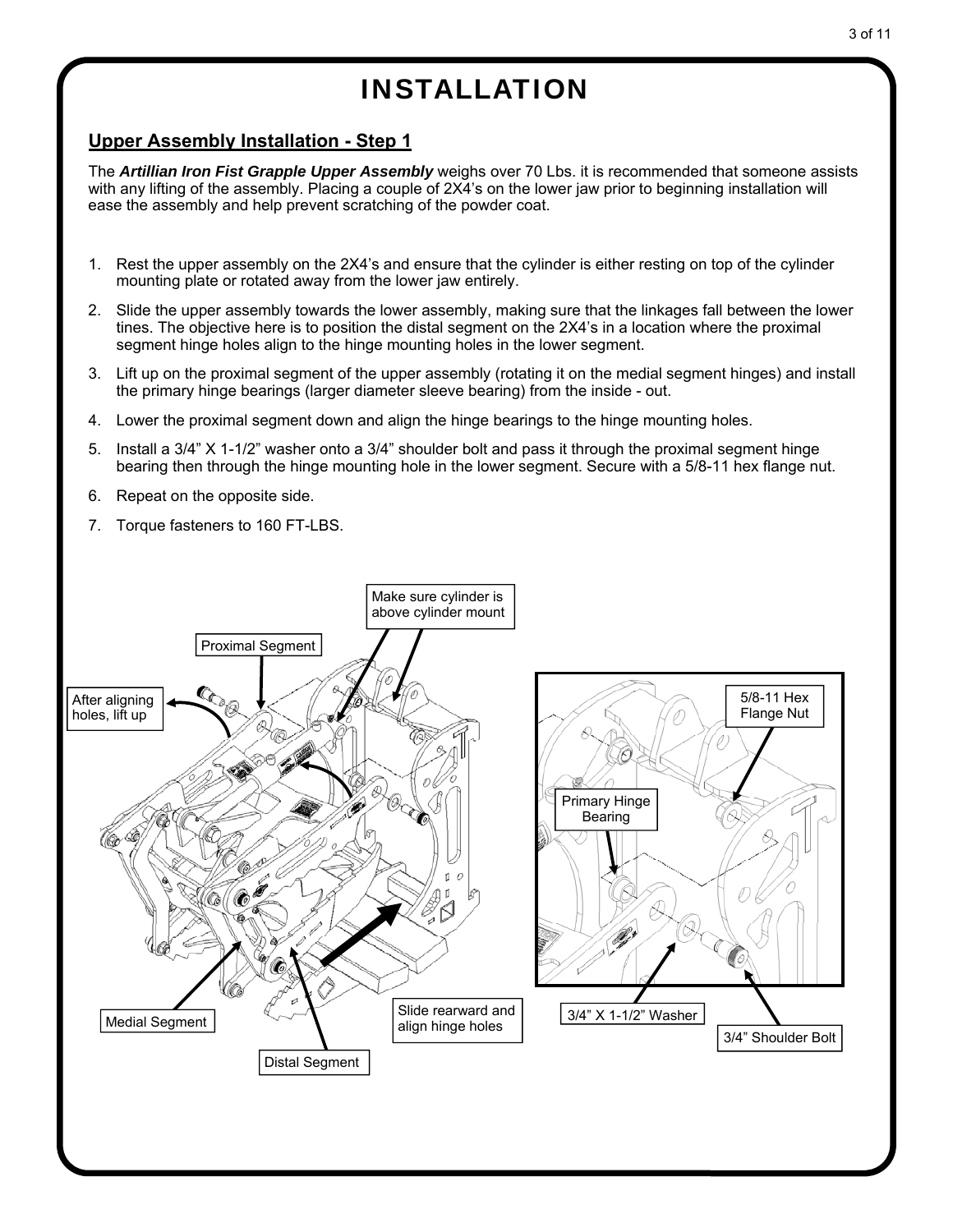# INSTALLATION

## Upper Assembly Installation - Step 1

The ***Artillian Iron Fist Grapple Upper Assembly*** weighs over 70 Lbs. it is recommended that someone assists with any lifting of the assembly. Placing a couple of 2X4's on the lower jaw prior to beginning installation will ease the assembly and help prevent scratching of the powder coat.

1. Rest the upper assembly on the 2X4's and ensure that the cylinder is either resting on top of the cylinder mounting plate or rotated away from the lower jaw entirely.
2. Slide the upper assembly towards the lower assembly, making sure that the linkages fall between the lower tines. The objective here is to position the distal segment on the 2X4's in a location where the proximal segment hinge holes align to the hinge mounting holes in the lower segment.
3. Lift up on the proximal segment of the upper assembly (rotating it on the medial segment hinges) and install the primary hinge bearings (larger diameter sleeve bearing) from the inside - out.
4. Lower the proximal segment down and align the hinge bearings to the hinge mounting holes.
5. Install a 3/4" X 1-1/2" washer onto a 3/4" shoulder bolt and pass it through the proximal segment hinge bearing then through the hinge mounting hole in the lower segment. Secure with a 5/8-11 hex flange nut.
6. Repeat on the opposite side.
7. Torque fasteners to 160 FT-LBS.

Make sure cylinder is above cylinder mount

Proximal Segment

After aligning holes, lift up

Medial Segment

Distal Segment

Slide rearward and align hinge holes

5/8-11 Hex Flange Nut

Primary Hinge Bearing

3/4" X 1-1/2" Washer

3/4" Shoulder Bolt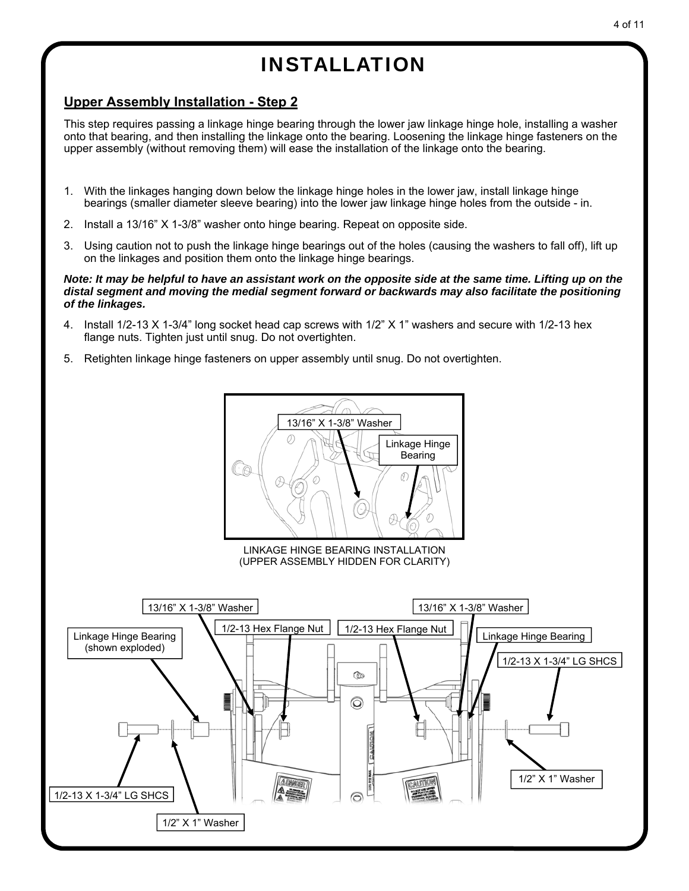# INSTALLATION

## Upper Assembly Installation - Step 2

This step requires passing a linkage hinge bearing through the lower jaw linkage hinge hole, installing a washer onto that bearing, and then installing the linkage onto the bearing. Loosening the linkage hinge fasteners on the upper assembly (without removing them) will ease the installation of the linkage onto the bearing.

1. With the linkages hanging down below the linkage hinge holes in the lower jaw, install linkage hinge bearings (smaller diameter sleeve bearing) into the lower jaw linkage hinge holes from the outside - in.
2. Install a 13/16” X 1-3/8” washer onto hinge bearing. Repeat on opposite side.
3. Using caution not to push the linkage hinge bearings out of the holes (causing the washers to fall off), lift up on the linkages and position them onto the linkage hinge bearings.

***Note: It may be helpful to have an assistant work on the opposite side at the same time. Lifting up on the distal segment and moving the medial segment forward or backwards may also facilitate the positioning of the linkages.***

4. Install 1/2-13 X 1-3/4” long socket head cap screws with 1/2” X 1” washers and secure with 1/2-13 hex flange nuts. Tighten just until snug. Do not overtighten.
5. Retighten linkage hinge fasteners on upper assembly until snug. Do not overtighten.

13/16” X 1-3/8” Washer

Linkage Hinge Bearing

LINKAGE HINGE BEARING INSTALLATION
(UPPER ASSEMBLY HIDDEN FOR CLARITY)

13/16” X 1-3/8” Washer

Linkage Hinge Bearing (shown exploded)

1/2-13 Hex Flange Nut

1/2-13 Hex Flange Nut

13/16” X 1-3/8” Washer

Linkage Hinge Bearing

1/2-13 X 1-3/4” LG SHCS

1/2-13 X 1-3/4” LG SHCS

1/2” X 1” Washer

1/2” X 1” Washer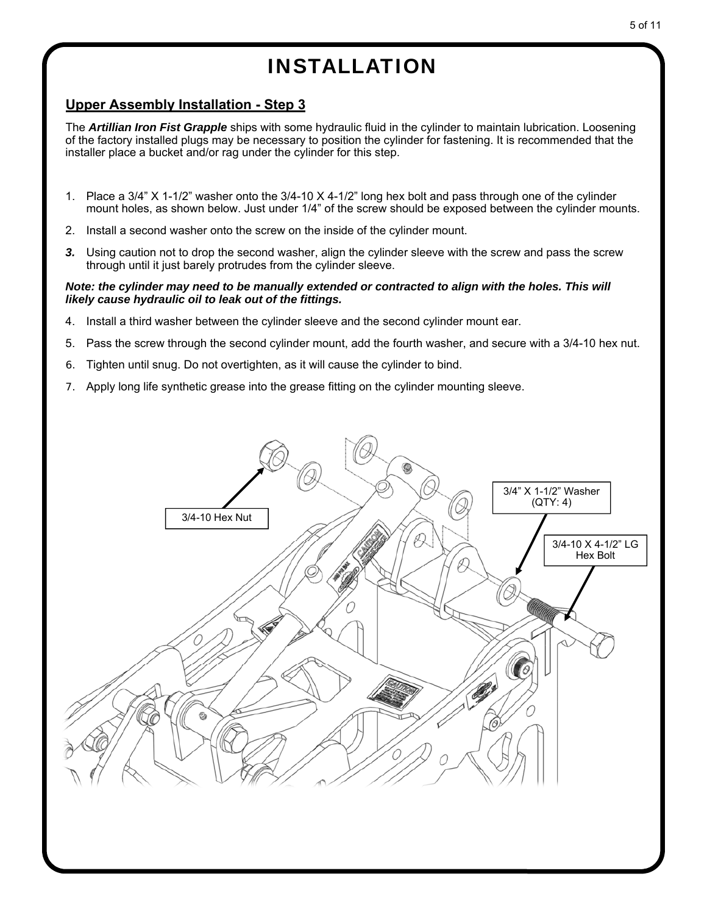# INSTALLATION

## Upper Assembly Installation - Step 3

The ***Artillian Iron Fist Grapple*** ships with some hydraulic fluid in the cylinder to maintain lubrication. Loosening of the factory installed plugs may be necessary to position the cylinder for fastening. It is recommended that the installer place a bucket and/or rag under the cylinder for this step.

1. Place a 3/4” X 1-1/2” washer onto the 3/4-10 X 4-1/2” long hex bolt and pass through one of the cylinder mount holes, as shown below. Just under 1/4” of the screw should be exposed between the cylinder mounts.
2. Install a second washer onto the screw on the inside of the cylinder mount.
3. Using caution not to drop the second washer, align the cylinder sleeve with the screw and pass the screw through until it just barely protrudes from the cylinder sleeve.

***Note: the cylinder may need to be manually extended or contracted to align with the holes. This will likely cause hydraulic oil to leak out of the fittings.***

4. Install a third washer between the cylinder sleeve and the second cylinder mount ear.
5. Pass the screw through the second cylinder mount, add the fourth washer, and secure with a 3/4-10 hex nut.
6. Tighten until snug. Do not overtighten, as it will cause the cylinder to bind.
7. Apply long life synthetic grease into the grease fitting on the cylinder mounting sleeve.

3/4-10 Hex Nut

3/4” X 1-1/2” Washer (QTY: 4)

3/4-10 X 4-1/2” LG Hex Bolt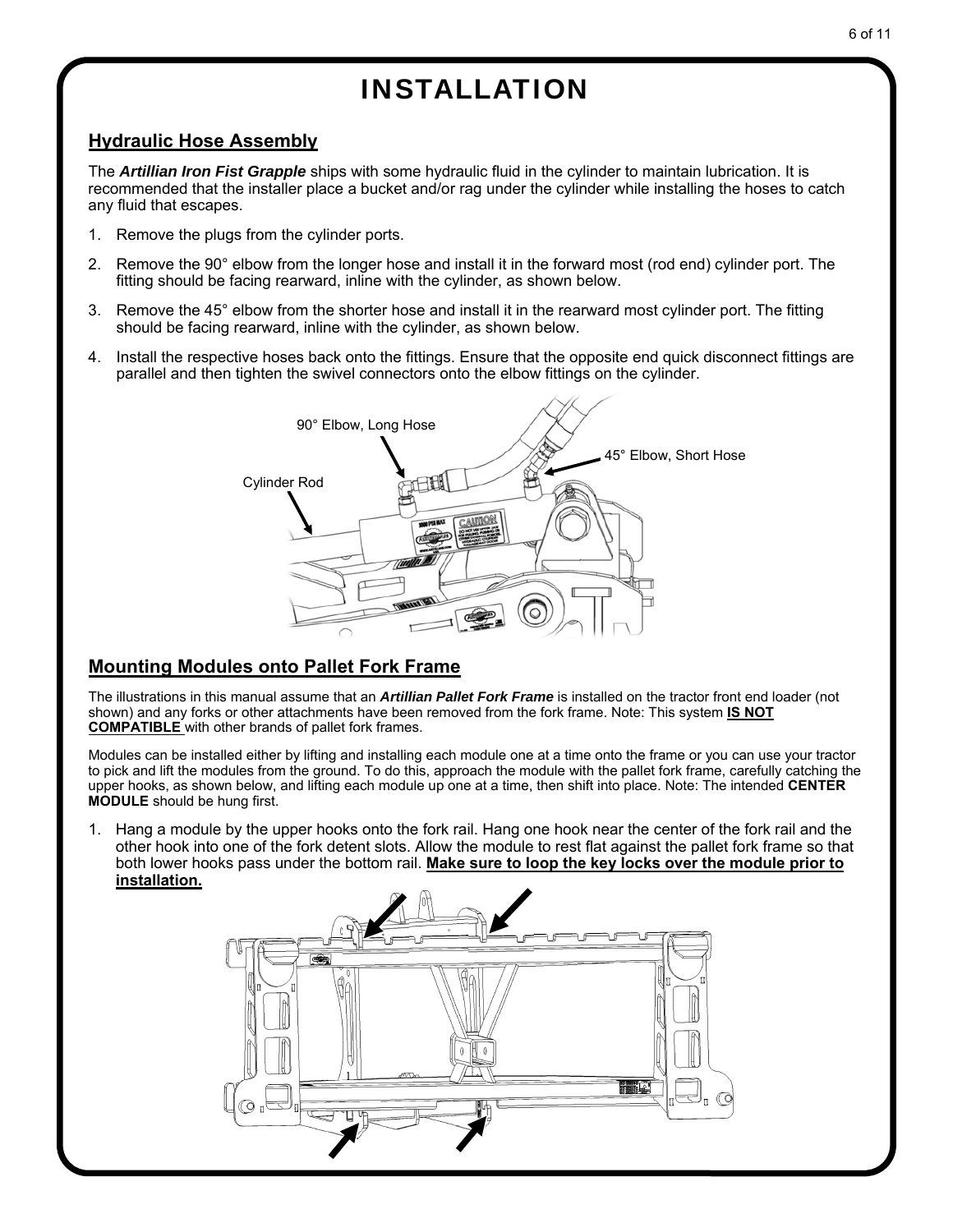# INSTALLATION

## Hydraulic Hose Assembly

The ***Artillian Iron Fist Grapple*** ships with some hydraulic fluid in the cylinder to maintain lubrication. It is recommended that the installer place a bucket and/or rag under the cylinder while installing the hoses to catch any fluid that escapes.

1. Remove the plugs from the cylinder ports.
2. Remove the 90° elbow from the longer hose and install it in the forward most (rod end) cylinder port. The fitting should be facing rearward, inline with the cylinder, as shown below.
3. Remove the 45° elbow from the shorter hose and install it in the rearward most cylinder port. The fitting should be facing rearward, inline with the cylinder, as shown below.
4. Install the respective hoses back onto the fittings. Ensure that the opposite end quick disconnect fittings are parallel and then tighten the swivel connectors onto the elbow fittings on the cylinder.

90° Elbow, Long Hose

45° Elbow, Short Hose

Cylinder Rod

## Mounting Modules onto Pallet Fork Frame

The illustrations in this manual assume that an ***Artillian Pallet Fork Frame*** is installed on the tractor front end loader (not shown) and any forks or other attachments have been removed from the fork frame. Note: This system **IS NOT COMPATIBLE** with other brands of pallet fork frames.

Modules can be installed either by lifting and installing each module one at a time onto the frame or you can use your tractor to pick and lift the modules from the ground. To do this, approach the module with the pallet fork frame, carefully catching the upper hooks, as shown below, and lifting each module up one at a time, then shift into place. Note: The intended **CENTER MODULE** should be hung first.

1. Hang a module by the upper hooks onto the fork rail. Hang one hook near the center of the fork rail and the other hook into one of the fork detent slots. Allow the module to rest flat against the pallet fork frame so that both lower hooks pass under the bottom rail. **Make sure to loop the key locks over the module prior to installation.**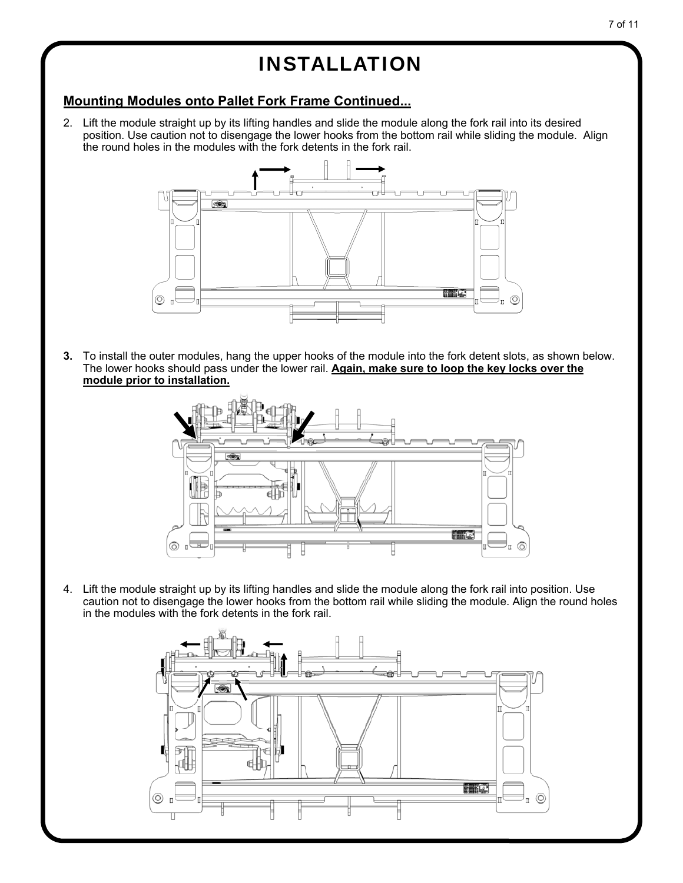// INSTALLATION

## Mounting Modules onto Pallet Fork Frame Continued...

2. Lift the module straight up by its lifting handles and slide the module along the fork rail into its desired position. Use caution not to disengage the lower hooks from the bottom rail while sliding the module. Align the round holes in the modules with the fork detents in the fork rail.

3. To install the outer modules, hang the upper hooks of the module into the fork detent slots, as shown below. The lower hooks should pass under the lower rail. **Again, make sure to loop the key locks over the module prior to installation.**

4. Lift the module straight up by its lifting handles and slide the module along the fork rail into position. Use caution not to disengage the lower hooks from the bottom rail while sliding the module. Align the round holes in the modules with the fork detents in the fork rail.

# INSTALLATION

## Mounting Modules onto Pallet Fork Frame Continued...

2. Lift the module straight up by its lifting handles and slide the module along the fork rail into its desired position. Use caution not to disengage the lower hooks from the bottom rail while sliding the module. Align the round holes in the modules with the fork detents in the fork rail.

3. To install the outer modules, hang the upper hooks of the module into the fork detent slots, as shown below. The lower hooks should pass under the lower rail. **Again, make sure to loop the key locks over the module prior to installation.**

4. Lift the module straight up by its lifting handles and slide the module along the fork rail into position. Use caution not to disengage the lower hooks from the bottom rail while sliding the module. Align the round holes in the modules with the fork detents in the fork rail.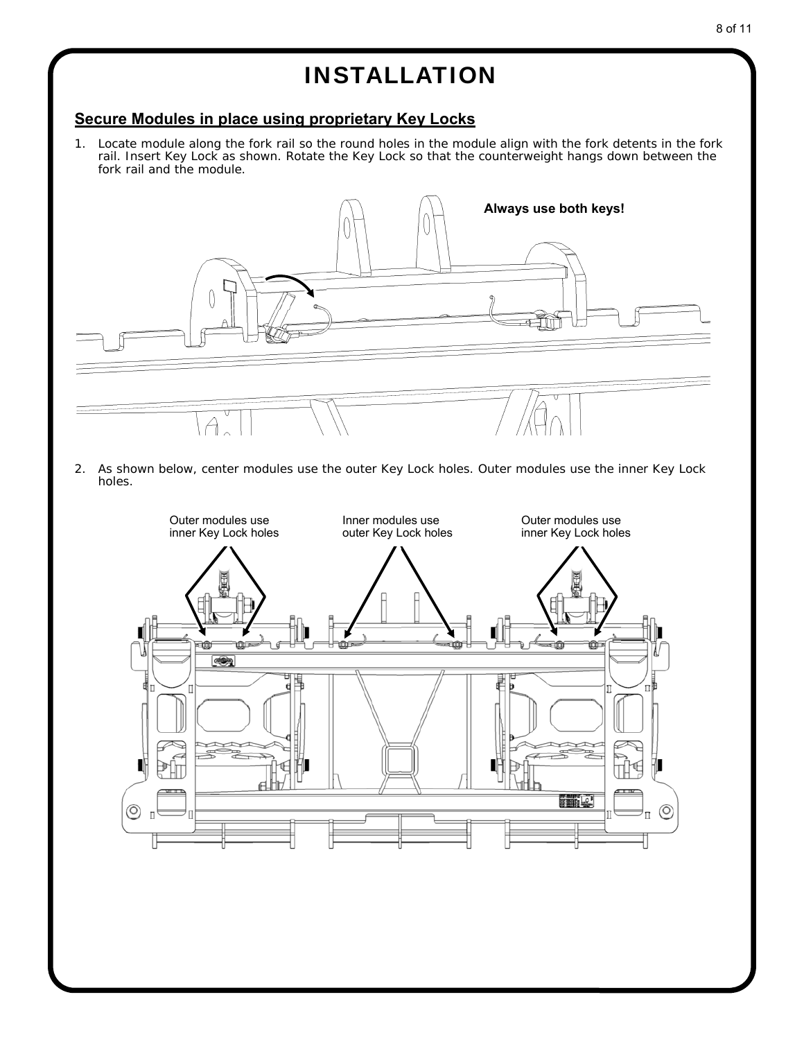# INSTALLATION

## Secure Modules in place using proprietary Key Locks

1. Locate module along the fork rail so the round holes in the module align with the fork detents in the fork rail. Insert Key Lock as shown. Rotate the Key Lock so that the counterweight hangs down between the fork rail and the module.

**Always use both keys!**

2. As shown below, center modules use the outer Key Lock holes. Outer modules use the inner Key Lock holes.

Outer modules use inner Key Lock holes

Inner modules use outer Key Lock holes

Outer modules use inner Key Lock holes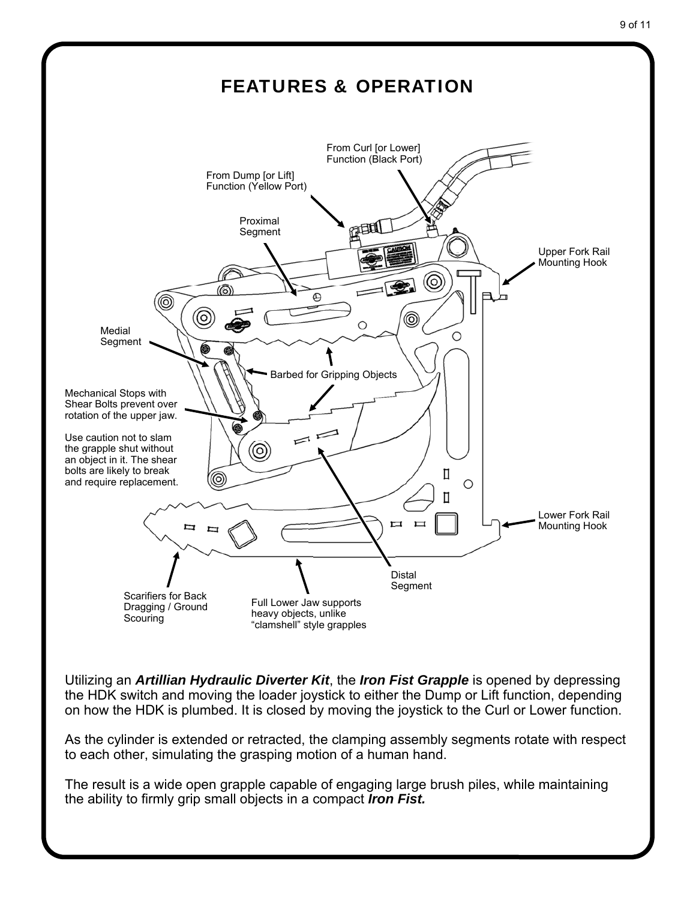# FEATURES & OPERATION

From Curl [or Lower] Function (Black Port)

From Dump [or Lift] Function (Yellow Port)

Proximal Segment

Upper Fork Rail Mounting Hook

Medial Segment

Barbed for Gripping Objects

Mechanical Stops with Shear Bolts prevent over rotation of the upper jaw.

Use caution not to slam the grapple shut without an object in it. The shear bolts are likely to break and require replacement.

Lower Fork Rail Mounting Hook

Distal Segment

Scarifiers for Back Dragging / Ground Scouring

Full Lower Jaw supports heavy objects, unlike "clamshell" style grapples

Utilizing an ***Artillian Hydraulic Diverter Kit***, the ***Iron Fist Grapple*** is opened by depressing the HDK switch and moving the loader joystick to either the Dump or Lift function, depending on how the HDK is plumbed. It is closed by moving the joystick to the Curl or Lower function.

As the cylinder is extended or retracted, the clamping assembly segments rotate with respect to each other, simulating the grasping motion of a human hand.

The result is a wide open grapple capable of engaging large brush piles, while maintaining the ability to firmly grip small objects in a compact ***Iron Fist.***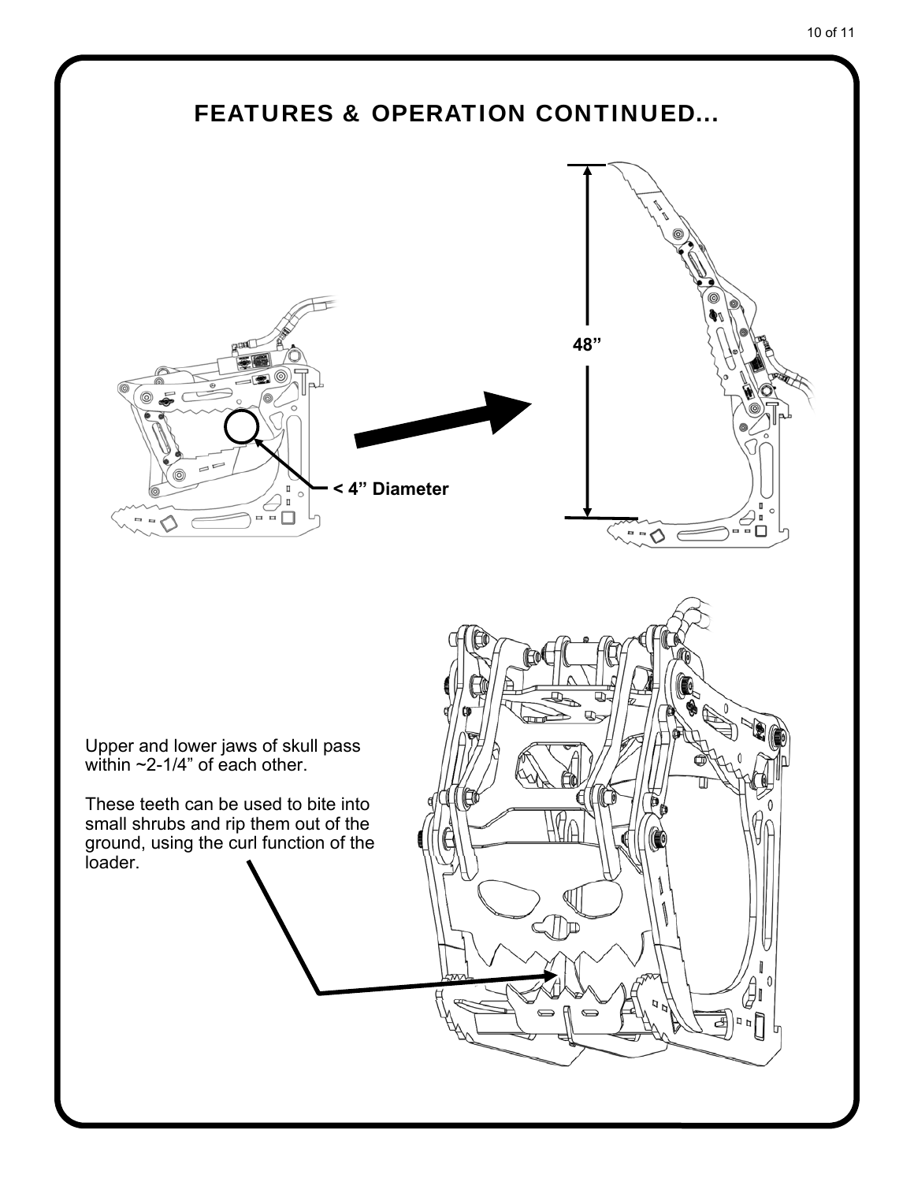## FEATURES & OPERATION CONTINUED...

< 4" Diameter

48"

Upper and lower jaws of skull pass within ~2-1/4" of each other.

These teeth can be used to bite into small shrubs and rip them out of the ground, using the curl function of the loader.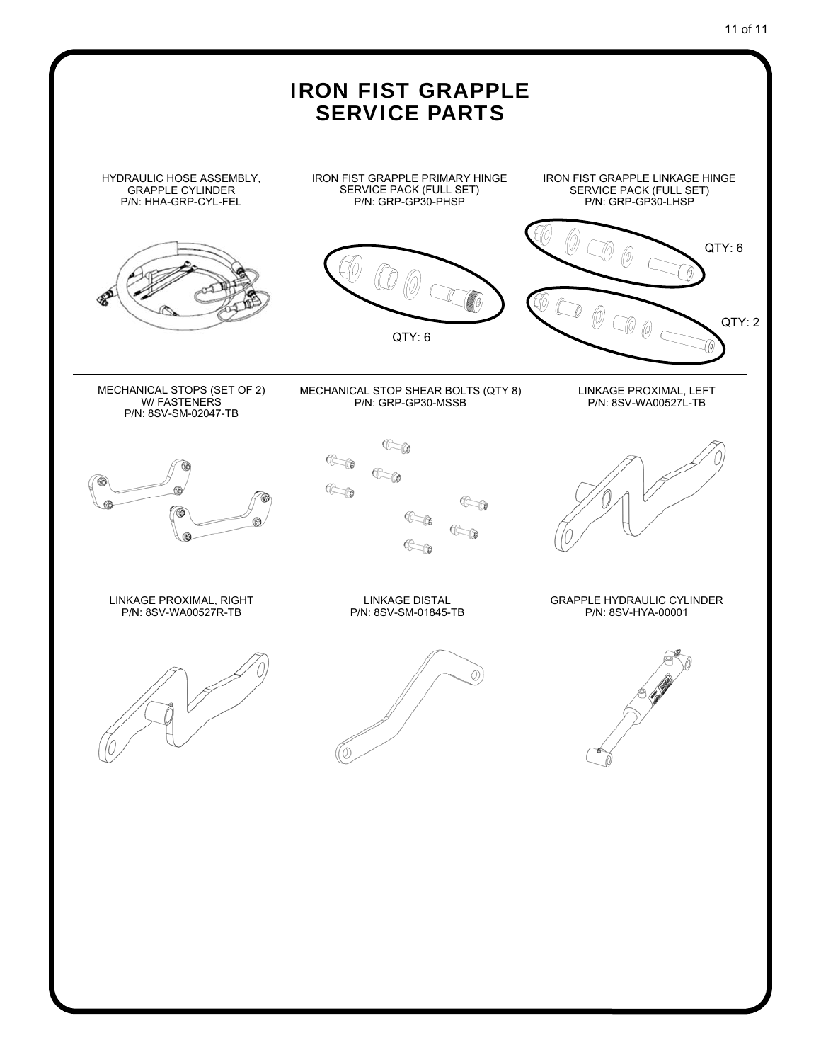# IRON FIST GRAPPLE SERVICE PARTS

HYDRAULIC HOSE ASSEMBLY, GRAPPLE CYLINDER
P/N: HHA-GRP-CYL-FEL

IRON FIST GRAPPLE PRIMARY HINGE SERVICE PACK (FULL SET)
P/N: GRP-GP30-PHSP

QTY: 6

IRON FIST GRAPPLE LINKAGE HINGE SERVICE PACK (FULL SET)
P/N: GRP-GP30-LHSP

QTY: 6

QTY: 2

MECHANICAL STOPS (SET OF 2) W/ FASTENERS
P/N: 8SV-SM-02047-TB

MECHANICAL STOP SHEAR BOLTS (QTY 8)
P/N: GRP-GP30-MSSB

LINKAGE PROXIMAL, LEFT
P/N: 8SV-WA00527L-TB

LINKAGE PROXIMAL, RIGHT
P/N: 8SV-WA00527R-TB

LINKAGE DISTAL
P/N: 8SV-SM-01845-TB

GRAPPLE HYDRAULIC CYLINDER
P/N: 8SV-HYA-00001